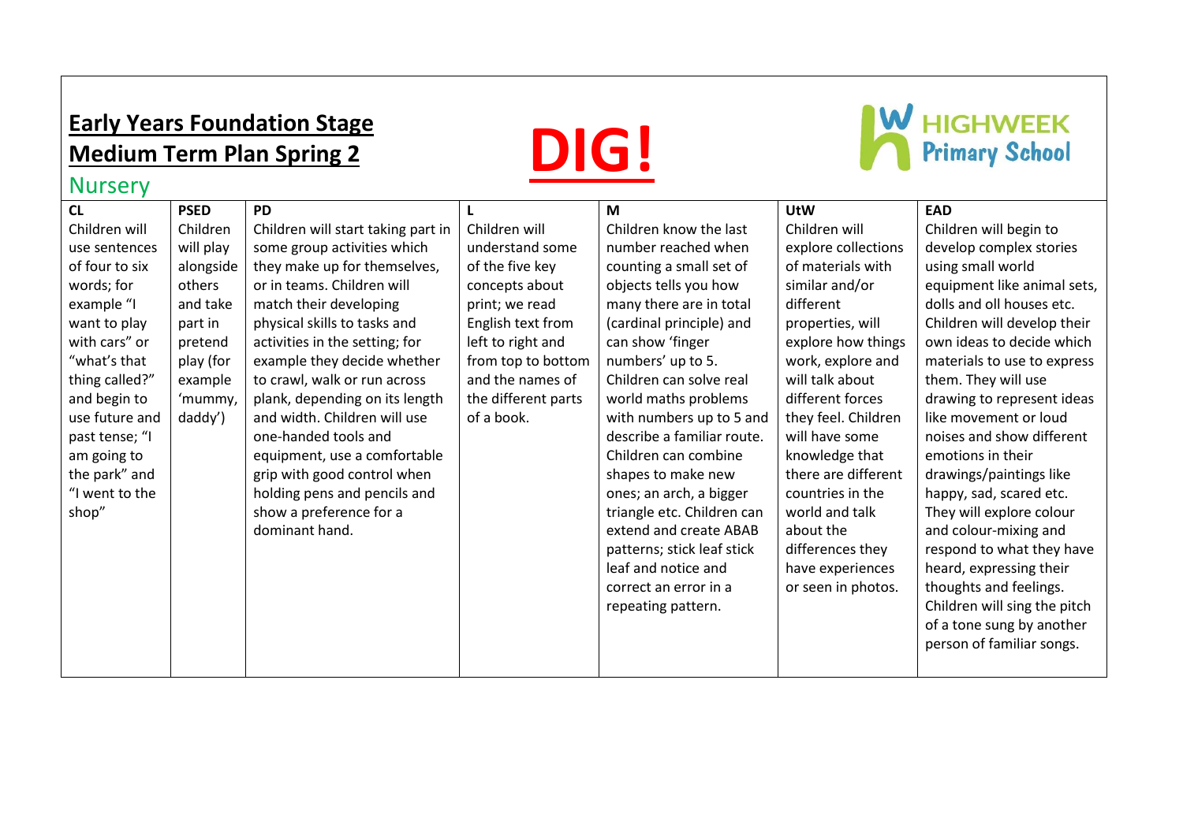## Early Years Foundation Stage
## Medium Term Plan Spring 2

# DIG!

HIGHWEEK Primary School

Nursery

| CL | PSED | PD | L | M | UtW | EAD |
|---|---|---|---|---|---|---|
| Children will use sentences of four to six words; for example "I want to play with cars" or "what's that thing called?" and begin to use future and past tense; "I am going to the park" and "I went to the shop" | Children will play alongside others and take part in pretend play (for example 'mummy, daddy') | Children will start taking part in some group activities which they make up for themselves, or in teams. Children will match their developing physical skills to tasks and activities in the setting; for example they decide whether to crawl, walk or run across plank, depending on its length and width. Children will use one-handed tools and equipment, use a comfortable grip with good control when holding pens and pencils and show a preference for a dominant hand. | Children will understand some of the five key concepts about print; we read English text from left to right and from top to bottom and the names of the different parts of a book. | Children know the last number reached when counting a small set of objects tells you how many there are in total (cardinal principle) and can show 'finger numbers' up to 5. Children can solve real world maths problems with numbers up to 5 and describe a familiar route. Children can combine shapes to make new ones; an arch, a bigger triangle etc. Children can extend and create ABAB patterns; stick leaf stick leaf and notice and correct an error in a repeating pattern. | Children will explore collections of materials with similar and/or different properties, will explore how things work, explore and will talk about different forces they feel. Children will have some knowledge that there are different countries in the world and talk about the differences they have experiences or seen in photos. | Children will begin to develop complex stories using small world equipment like animal sets, dolls and oll houses etc. Children will develop their own ideas to decide which materials to use to express them. They will use drawing to represent ideas like movement or loud noises and show different emotions in their drawings/paintings like happy, sad, scared etc. They will explore colour and colour-mixing and respond to what they have heard, expressing their thoughts and feelings. Children will sing the pitch of a tone sung by another person of familiar songs. |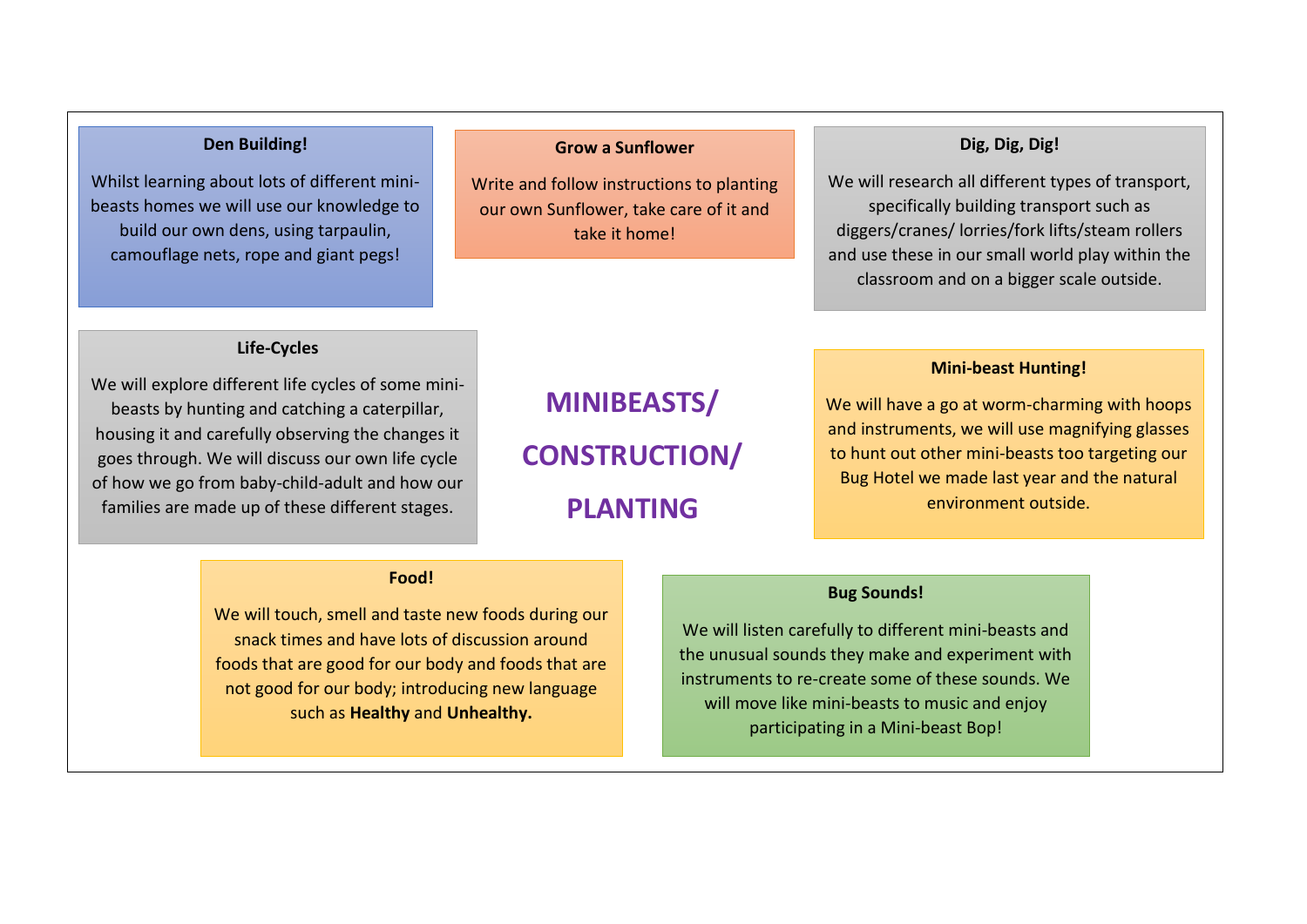# MINIBEASTS/ CONSTRUCTION/ PLANTING

### Den Building!

Whilst learning about lots of different mini-beasts homes we will use our knowledge to build our own dens, using tarpaulin, camouflage nets, rope and giant pegs!

### Grow a Sunflower

Write and follow instructions to planting our own Sunflower, take care of it and take it home!

### Dig, Dig, Dig!

We will research all different types of transport, specifically building transport such as diggers/cranes/ lorries/fork lifts/steam rollers and use these in our small world play within the classroom and on a bigger scale outside.

### Life-Cycles

We will explore different life cycles of some mini-beasts by hunting and catching a caterpillar, housing it and carefully observing the changes it goes through. We will discuss our own life cycle of how we go from baby-child-adult and how our families are made up of these different stages.

### Mini-beast Hunting!

We will have a go at worm-charming with hoops and instruments, we will use magnifying glasses to hunt out other mini-beasts too targeting our Bug Hotel we made last year and the natural environment outside.

### Food!

We will touch, smell and taste new foods during our snack times and have lots of discussion around foods that are good for our body and foods that are not good for our body; introducing new language such as **Healthy** and **Unhealthy.**

### Bug Sounds!

We will listen carefully to different mini-beasts and the unusual sounds they make and experiment with instruments to re-create some of these sounds. We will move like mini-beasts to music and enjoy participating in a Mini-beast Bop!